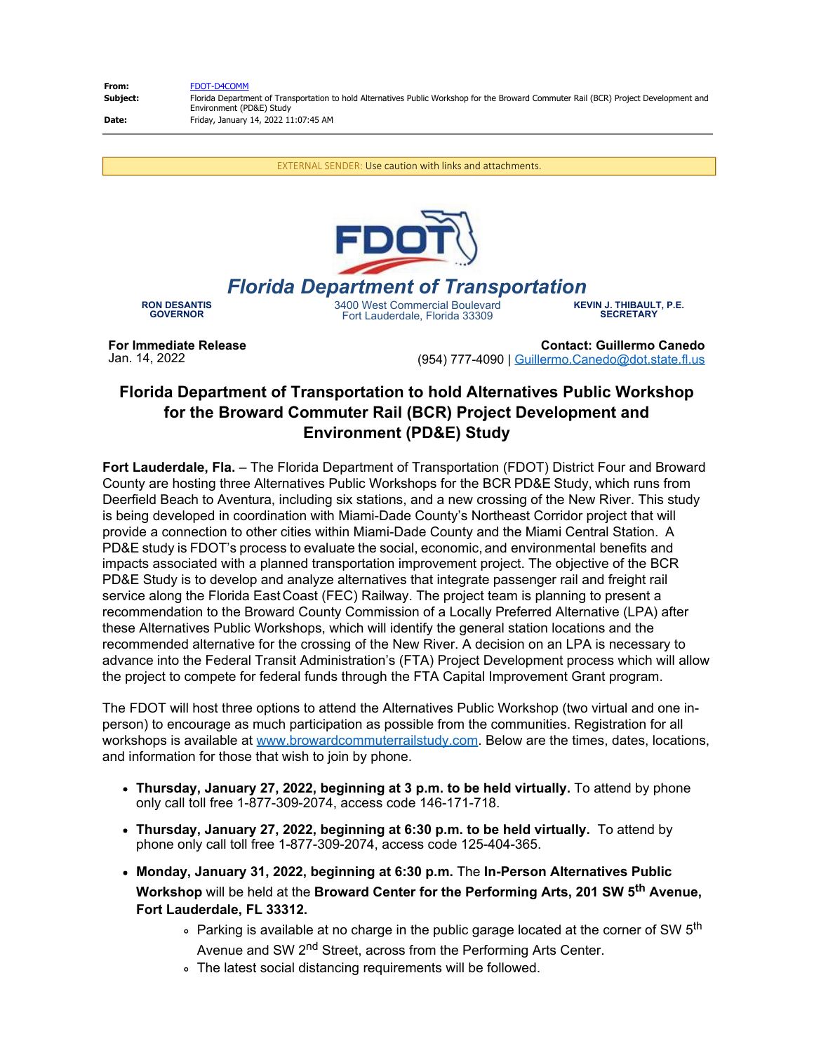**From:** FDOT-D4COMM
**Subject:** Florida Department of Transportation to hold Alternatives Public Workshop for the Broward Commuter Rail (BCR) Project Development and Environment (PD&E) Study
**Date:** Friday, January 14, 2022 11:07:45 AM

EXTERNAL SENDER: Use caution with links and attachments.

FDOT

## Florida Department of Transportation

**RON DESANTIS**
**GOVERNOR**

3400 West Commercial Boulevard
Fort Lauderdale, Florida 33309

**KEVIN J. THIBAULT, P.E.**
**SECRETARY**

**For Immediate Release**
Jan. 14, 2022

**Contact: Guillermo Canedo**
(954) 777-4090 | Guillermo.Canedo@dot.state.fl.us

# Florida Department of Transportation to hold Alternatives Public Workshop for the Broward Commuter Rail (BCR) Project Development and Environment (PD&E) Study

**Fort Lauderdale, Fla.** – The Florida Department of Transportation (FDOT) District Four and Broward County are hosting three Alternatives Public Workshops for the BCR PD&E Study, which runs from Deerfield Beach to Aventura, including six stations, and a new crossing of the New River. This study is being developed in coordination with Miami-Dade County's Northeast Corridor project that will provide a connection to other cities within Miami-Dade County and the Miami Central Station. A PD&E study is FDOT's process to evaluate the social, economic, and environmental benefits and impacts associated with a planned transportation improvement project. The objective of the BCR PD&E Study is to develop and analyze alternatives that integrate passenger rail and freight rail service along the Florida East Coast (FEC) Railway. The project team is planning to present a recommendation to the Broward County Commission of a Locally Preferred Alternative (LPA) after these Alternatives Public Workshops, which will identify the general station locations and the recommended alternative for the crossing of the New River. A decision on an LPA is necessary to advance into the Federal Transit Administration's (FTA) Project Development process which will allow the project to compete for federal funds through the FTA Capital Improvement Grant program.

The FDOT will host three options to attend the Alternatives Public Workshop (two virtual and one in-person) to encourage as much participation as possible from the communities. Registration for all workshops is available at www.browardcommuterrailstudy.com. Below are the times, dates, locations, and information for those that wish to join by phone.

- **Thursday, January 27, 2022, beginning at 3 p.m. to be held virtually.** To attend by phone only call toll free 1-877-309-2074, access code 146-171-718.
- **Thursday, January 27, 2022, beginning at 6:30 p.m. to be held virtually.** To attend by phone only call toll free 1-877-309-2074, access code 125-404-365.
- **Monday, January 31, 2022, beginning at 6:30 p.m.** The **In-Person Alternatives Public Workshop** will be held at the **Broward Center for the Performing Arts, 201 SW 5th Avenue, Fort Lauderdale, FL 33312.**
  - Parking is available at no charge in the public garage located at the corner of SW 5th Avenue and SW 2nd Street, across from the Performing Arts Center.
  - The latest social distancing requirements will be followed.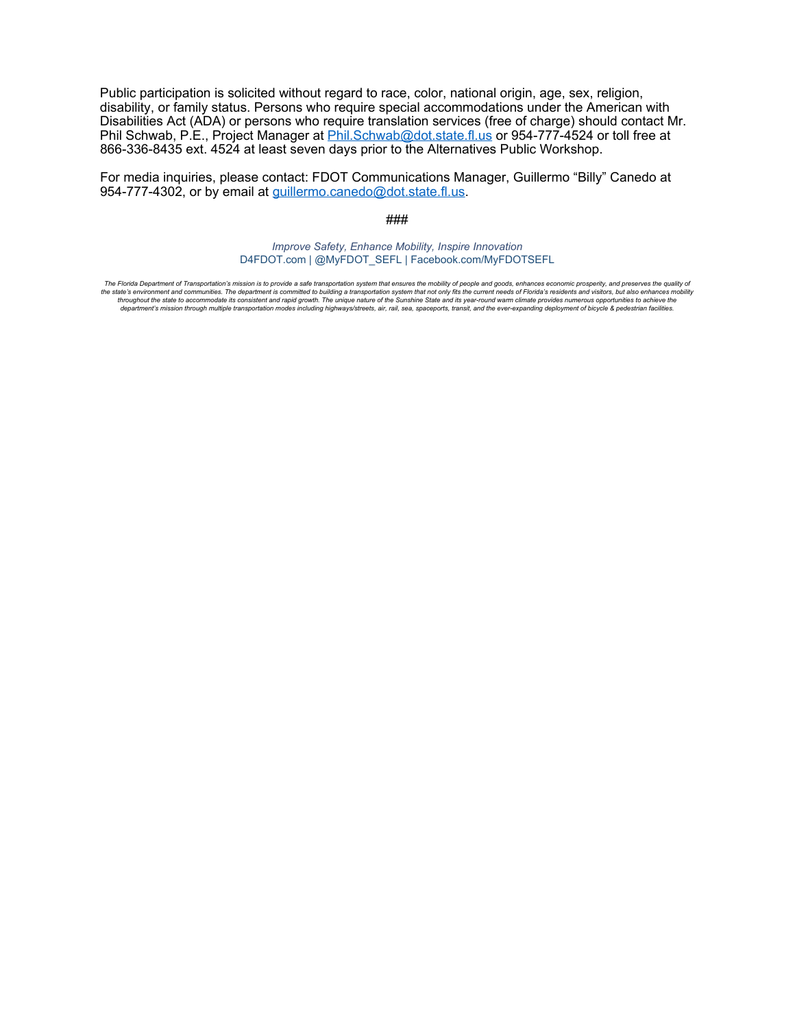Public participation is solicited without regard to race, color, national origin, age, sex, religion, disability, or family status. Persons who require special accommodations under the American with Disabilities Act (ADA) or persons who require translation services (free of charge) should contact Mr. Phil Schwab, P.E., Project Manager at Phil.Schwab@dot.state.fl.us or 954-777-4524 or toll free at 866-336-8435 ext. 4524 at least seven days prior to the Alternatives Public Workshop.

For media inquiries, please contact: FDOT Communications Manager, Guillermo "Billy" Canedo at 954-777-4302, or by email at guillermo.canedo@dot.state.fl.us.

###

*Improve Safety, Enhance Mobility, Inspire Innovation*

D4FDOT.com | @MyFDOT_SEFL | Facebook.com/MyFDOTSEFL

*The Florida Department of Transportation's mission is to provide a safe transportation system that ensures the mobility of people and goods, enhances economic prosperity, and preserves the quality of the state's environment and communities. The department is committed to building a transportation system that not only fits the current needs of Florida's residents and visitors, but also enhances mobility throughout the state to accommodate its consistent and rapid growth. The unique nature of the Sunshine State and its year-round warm climate provides numerous opportunities to achieve the department's mission through multiple transportation modes including highways/streets, air, rail, sea, spaceports, transit, and the ever-expanding deployment of bicycle & pedestrian facilities.*